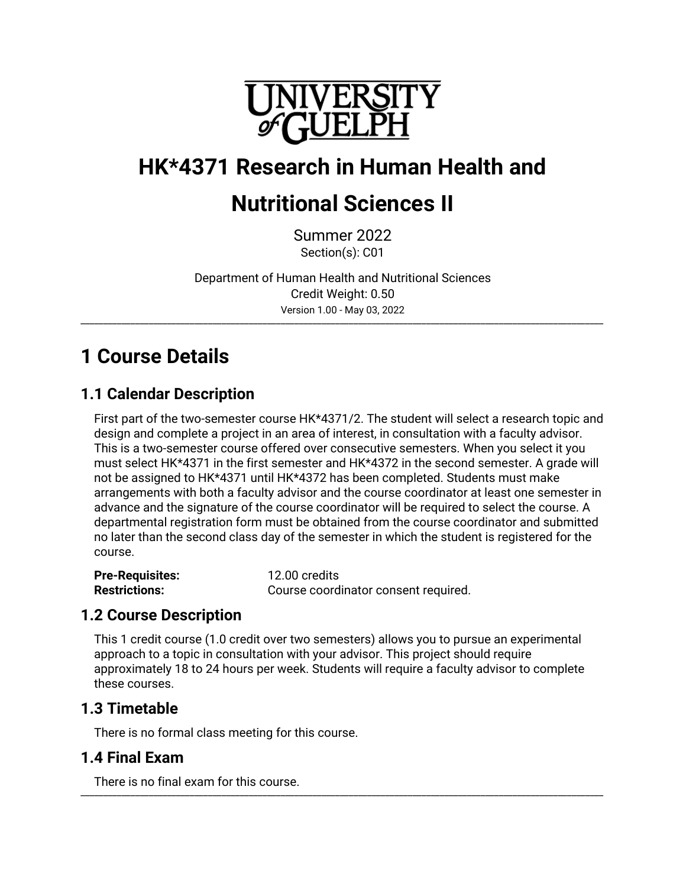UNIVERSITY of GUELPH

# HK*4371 Research in Human Health and Nutritional Sciences II

Summer 2022
Section(s): C01

Department of Human Health and Nutritional Sciences
Credit Weight: 0.50
Version 1.00 - May 03, 2022

---

## 1 Course Details

### 1.1 Calendar Description

First part of the two-semester course HK*4371/2. The student will select a research topic and design and complete a project in an area of interest, in consultation with a faculty advisor. This is a two-semester course offered over consecutive semesters. When you select it you must select HK*4371 in the first semester and HK*4372 in the second semester. A grade will not be assigned to HK*4371 until HK*4372 has been completed. Students must make arrangements with both a faculty advisor and the course coordinator at least one semester in advance and the signature of the course coordinator will be required to select the course. A departmental registration form must be obtained from the course coordinator and submitted no later than the second class day of the semester in which the student is registered for the course.

**Pre-Requisites:** 12.00 credits
**Restrictions:** Course coordinator consent required.

### 1.2 Course Description

This 1 credit course (1.0 credit over two semesters) allows you to pursue an experimental approach to a topic in consultation with your advisor. This project should require approximately 18 to 24 hours per week. Students will require a faculty advisor to complete these courses.

### 1.3 Timetable

There is no formal class meeting for this course.

### 1.4 Final Exam

There is no final exam for this course.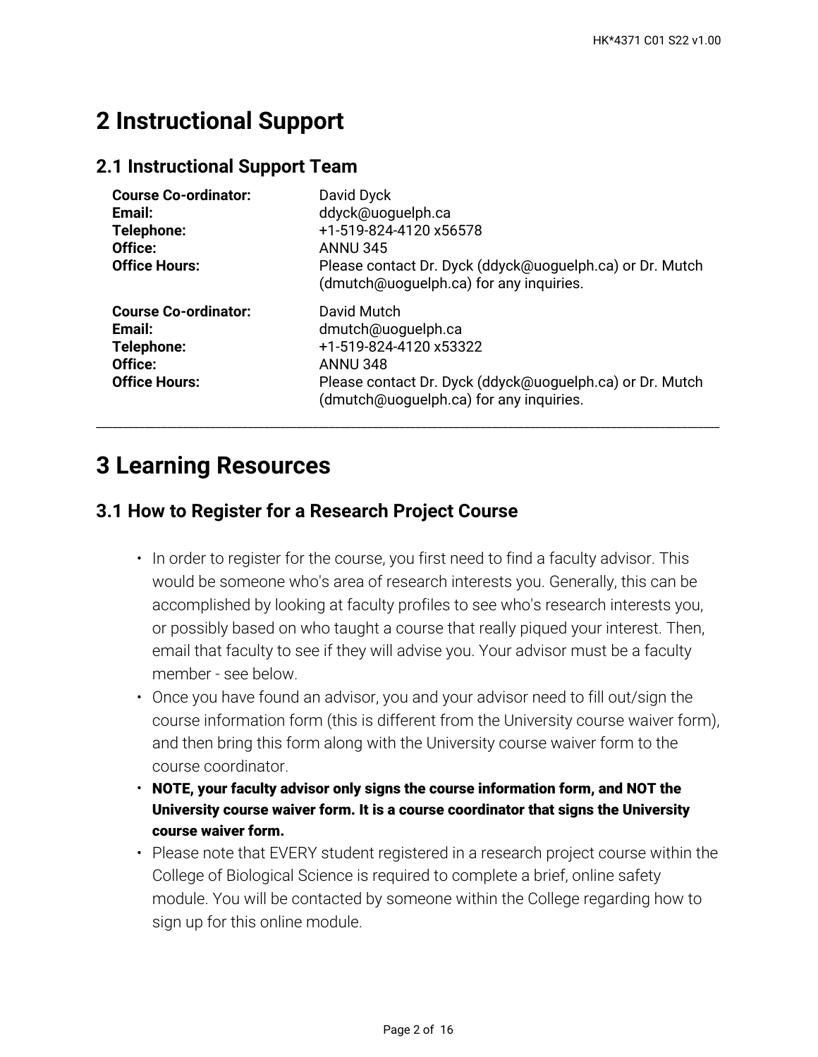# 2 Instructional Support

## 2.1 Instructional Support Team

**Course Co-ordinator:** David Dyck
**Email:** ddyck@uoguelph.ca
**Telephone:** +1-519-824-4120 x56578
**Office:** ANNU 345
**Office Hours:** Please contact Dr. Dyck (ddyck@uoguelph.ca) or Dr. Mutch (dmutch@uoguelph.ca) for any inquiries.

**Course Co-ordinator:** David Mutch
**Email:** dmutch@uoguelph.ca
**Telephone:** +1-519-824-4120 x53322
**Office:** ANNU 348
**Office Hours:** Please contact Dr. Dyck (ddyck@uoguelph.ca) or Dr. Mutch (dmutch@uoguelph.ca) for any inquiries.

---

# 3 Learning Resources

## 3.1 How to Register for a Research Project Course

- In order to register for the course, you first need to find a faculty advisor. This would be someone who's area of research interests you. Generally, this can be accomplished by looking at faculty profiles to see who's research interests you, or possibly based on who taught a course that really piqued your interest. Then, email that faculty to see if they will advise you. Your advisor must be a faculty member - see below.
- Once you have found an advisor, you and your advisor need to fill out/sign the course information form (this is different from the University course waiver form), and then bring this form along with the University course waiver form to the course coordinator.
- **NOTE, your faculty advisor only signs the course information form, and NOT the University course waiver form. It is a course coordinator that signs the University course waiver form.**
- Please note that EVERY student registered in a research project course within the College of Biological Science is required to complete a brief, online safety module. You will be contacted by someone within the College regarding how to sign up for this online module.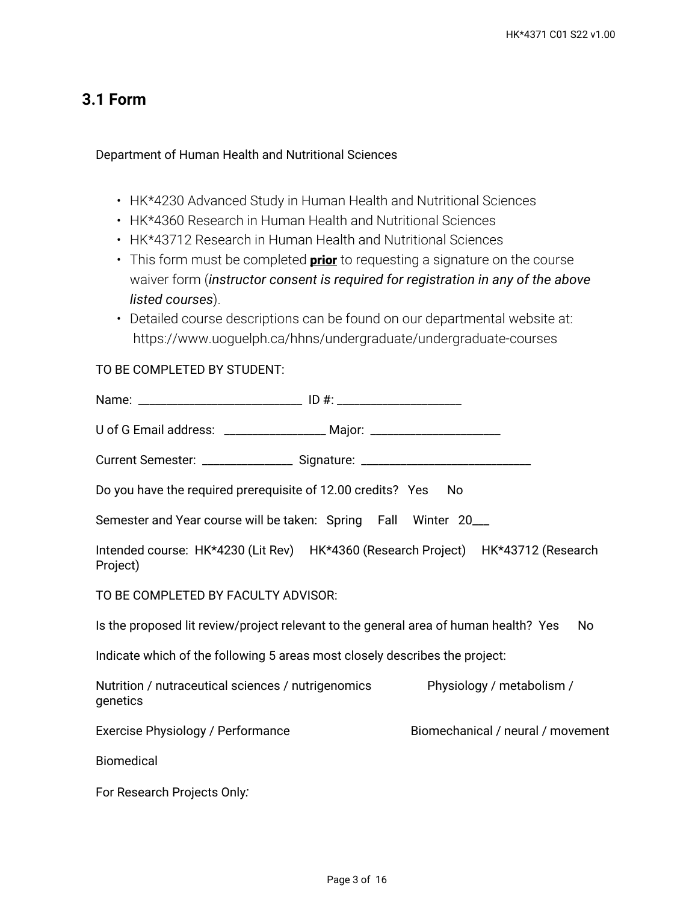## 3.1 Form

Department of Human Health and Nutritional Sciences

- HK*4230 Advanced Study in Human Health and Nutritional Sciences
- HK*4360 Research in Human Health and Nutritional Sciences
- HK*43712 Research in Human Health and Nutritional Sciences
- This form must be completed **prior** to requesting a signature on the course waiver form (*instructor consent is required for registration in any of the above listed courses*).
- Detailed course descriptions can be found on our departmental website at: https://www.uoguelph.ca/hhns/undergraduate/undergraduate-courses

TO BE COMPLETED BY STUDENT:

Name: ___________________________ ID #: ____________________

U of G Email address: _________________ Major: ______________________

Current Semester: _______________ Signature: ____________________________

Do you have the required prerequisite of 12.00 credits? Yes No

Semester and Year course will be taken: Spring Fall Winter 20___

Intended course: HK*4230 (Lit Rev) HK*4360 (Research Project) HK*43712 (Research Project)

TO BE COMPLETED BY FACULTY ADVISOR:

Is the proposed lit review/project relevant to the general area of human health? Yes No

Indicate which of the following 5 areas most closely describes the project:

Nutrition / nutraceutical sciences / nutrigenomics

Physiology / metabolism / genetics

Exercise Physiology / Performance

Biomechanical / neural / movement

Biomedical

For Research Projects Only*:*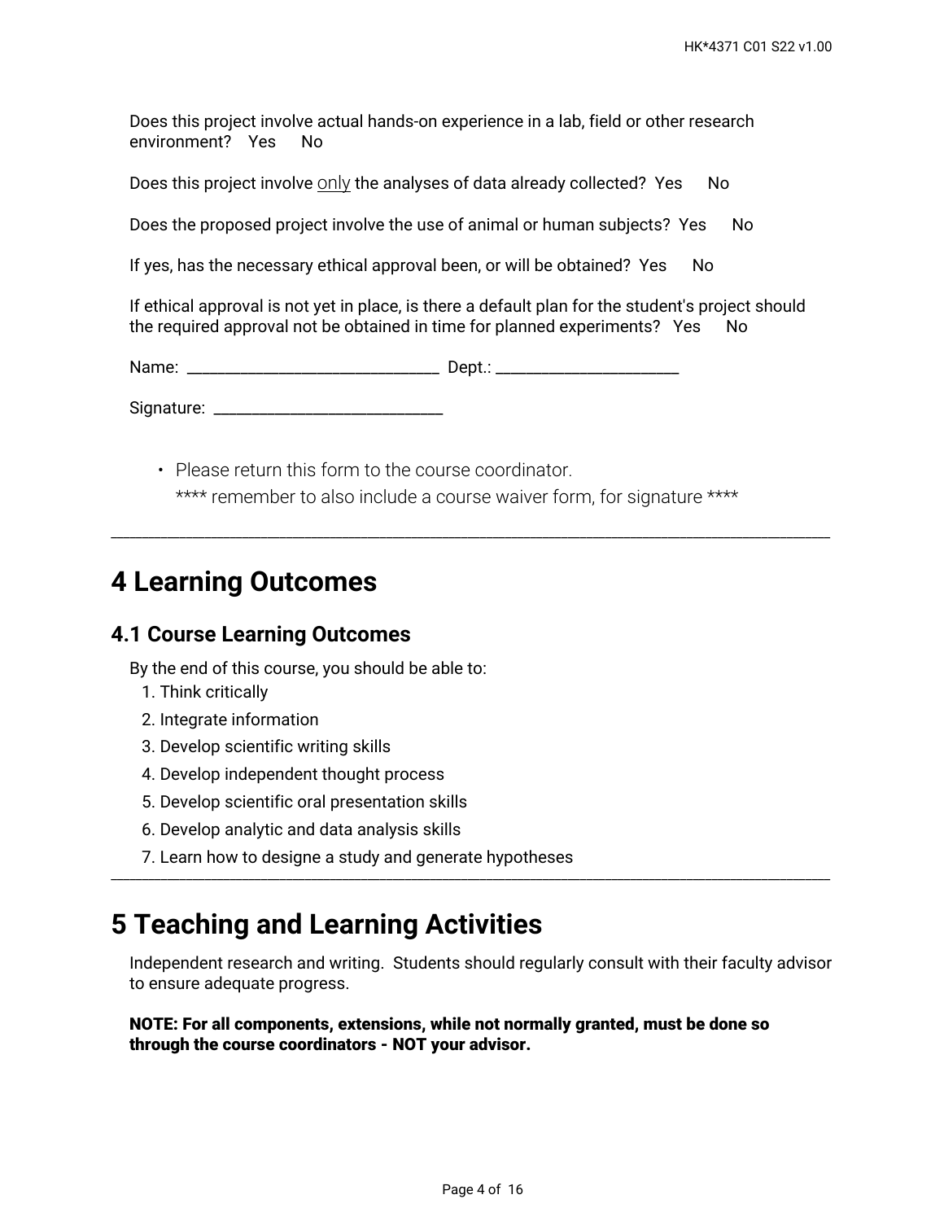Does this project involve actual hands-on experience in a lab, field or other research environment? Yes No

Does this project involve only the analyses of data already collected? Yes No

Does the proposed project involve the use of animal or human subjects? Yes No

If yes, has the necessary ethical approval been, or will be obtained? Yes No

If ethical approval is not yet in place, is there a default plan for the student's project should the required approval not be obtained in time for planned experiments? Yes No

Name: ______________________________ Dept.: ______________________

Signature: ____________________________

- Please return this form to the course coordinator.
  **** remember to also include a course waiver form, for signature ****

---

# 4 Learning Outcomes

## 4.1 Course Learning Outcomes

By the end of this course, you should be able to:

1. Think critically
2. Integrate information
3. Develop scientific writing skills
4. Develop independent thought process
5. Develop scientific oral presentation skills
6. Develop analytic and data analysis skills
7. Learn how to designe a study and generate hypotheses

---

# 5 Teaching and Learning Activities

Independent research and writing. Students should regularly consult with their faculty advisor to ensure adequate progress.

**NOTE: For all components, extensions, while not normally granted, must be done so through the course coordinators - NOT your advisor.**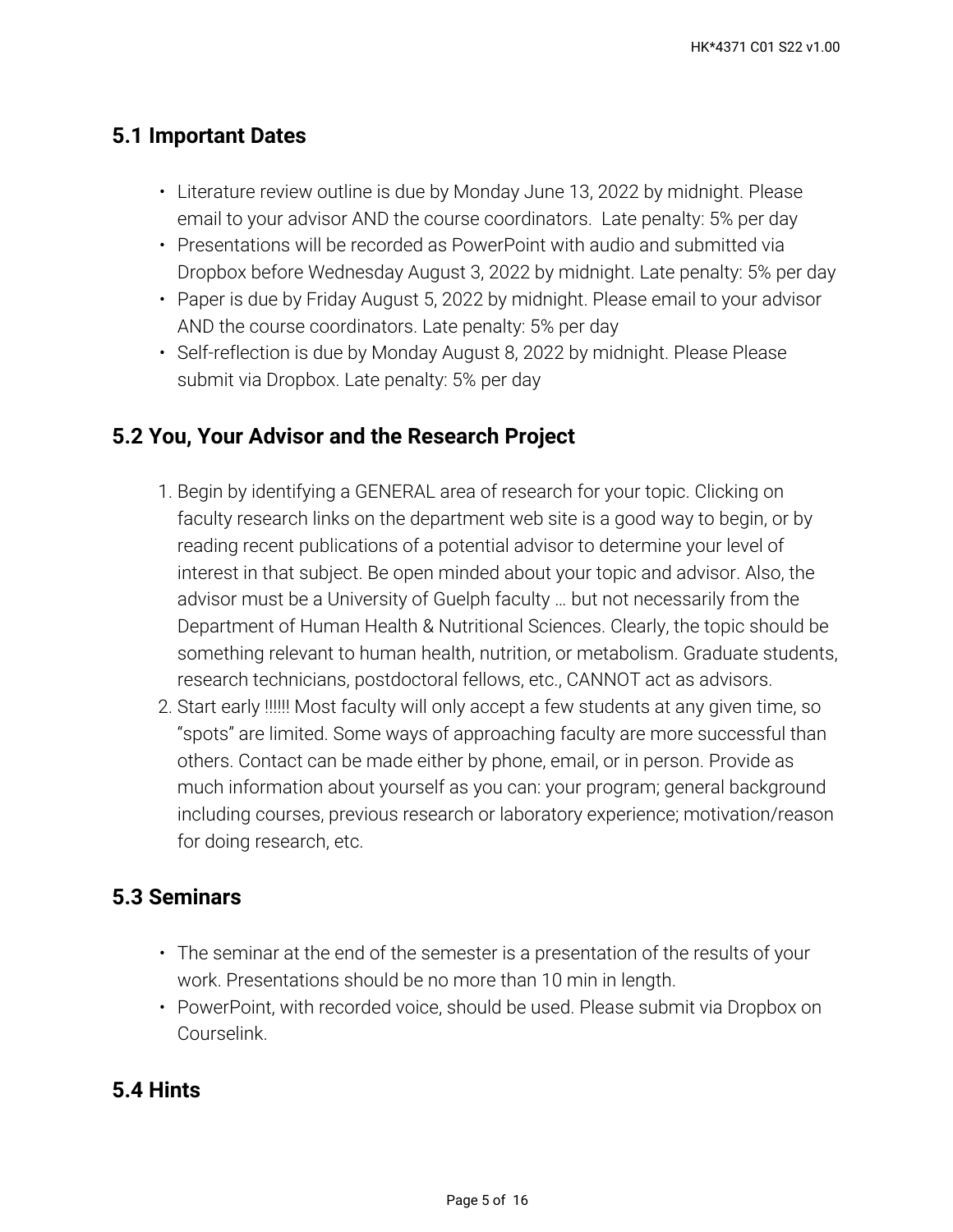## 5.1 Important Dates

- Literature review outline is due by Monday June 13, 2022 by midnight. Please email to your advisor AND the course coordinators.  Late penalty: 5% per day
- Presentations will be recorded as PowerPoint with audio and submitted via Dropbox before Wednesday August 3, 2022 by midnight. Late penalty: 5% per day
- Paper is due by Friday August 5, 2022 by midnight. Please email to your advisor AND the course coordinators. Late penalty: 5% per day
- Self-reflection is due by Monday August 8, 2022 by midnight. Please Please submit via Dropbox. Late penalty: 5% per day

## 5.2 You, Your Advisor and the Research Project

1. Begin by identifying a GENERAL area of research for your topic. Clicking on faculty research links on the department web site is a good way to begin, or by reading recent publications of a potential advisor to determine your level of interest in that subject. Be open minded about your topic and advisor. Also, the advisor must be a University of Guelph faculty … but not necessarily from the Department of Human Health & Nutritional Sciences. Clearly, the topic should be something relevant to human health, nutrition, or metabolism. Graduate students, research technicians, postdoctoral fellows, etc., CANNOT act as advisors.
2. Start early !!!!!! Most faculty will only accept a few students at any given time, so "spots" are limited. Some ways of approaching faculty are more successful than others. Contact can be made either by phone, email, or in person. Provide as much information about yourself as you can: your program; general background including courses, previous research or laboratory experience; motivation/reason for doing research, etc.

## 5.3 Seminars

- The seminar at the end of the semester is a presentation of the results of your work. Presentations should be no more than 10 min in length.
- PowerPoint, with recorded voice, should be used. Please submit via Dropbox on Courselink.

## 5.4 Hints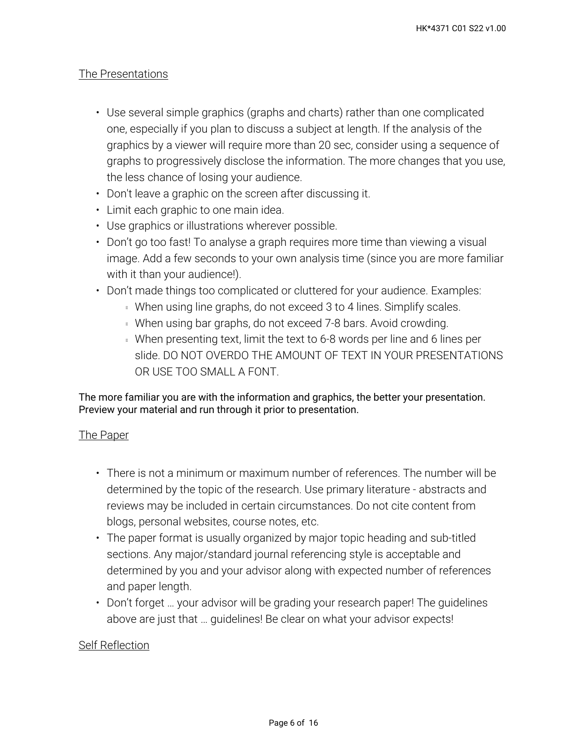## The Presentations

- Use several simple graphics (graphs and charts) rather than one complicated one, especially if you plan to discuss a subject at length. If the analysis of the graphics by a viewer will require more than 20 sec, consider using a sequence of graphs to progressively disclose the information. The more changes that you use, the less chance of losing your audience.
- Don't leave a graphic on the screen after discussing it.
- Limit each graphic to one main idea.
- Use graphics or illustrations wherever possible.
- Don't go too fast! To analyse a graph requires more time than viewing a visual image. Add a few seconds to your own analysis time (since you are more familiar with it than your audience!).
- Don't made things too complicated or cluttered for your audience. Examples:
  - When using line graphs, do not exceed 3 to 4 lines. Simplify scales.
  - When using bar graphs, do not exceed 7-8 bars. Avoid crowding.
  - When presenting text, limit the text to 6-8 words per line and 6 lines per slide. DO NOT OVERDO THE AMOUNT OF TEXT IN YOUR PRESENTATIONS OR USE TOO SMALL A FONT.

The more familiar you are with the information and graphics, the better your presentation. Preview your material and run through it prior to presentation.

## The Paper

- There is not a minimum or maximum number of references. The number will be determined by the topic of the research. Use primary literature - abstracts and reviews may be included in certain circumstances. Do not cite content from blogs, personal websites, course notes, etc.
- The paper format is usually organized by major topic heading and sub-titled sections. Any major/standard journal referencing style is acceptable and determined by you and your advisor along with expected number of references and paper length.
- Don't forget … your advisor will be grading your research paper! The guidelines above are just that … guidelines! Be clear on what your advisor expects!

## Self Reflection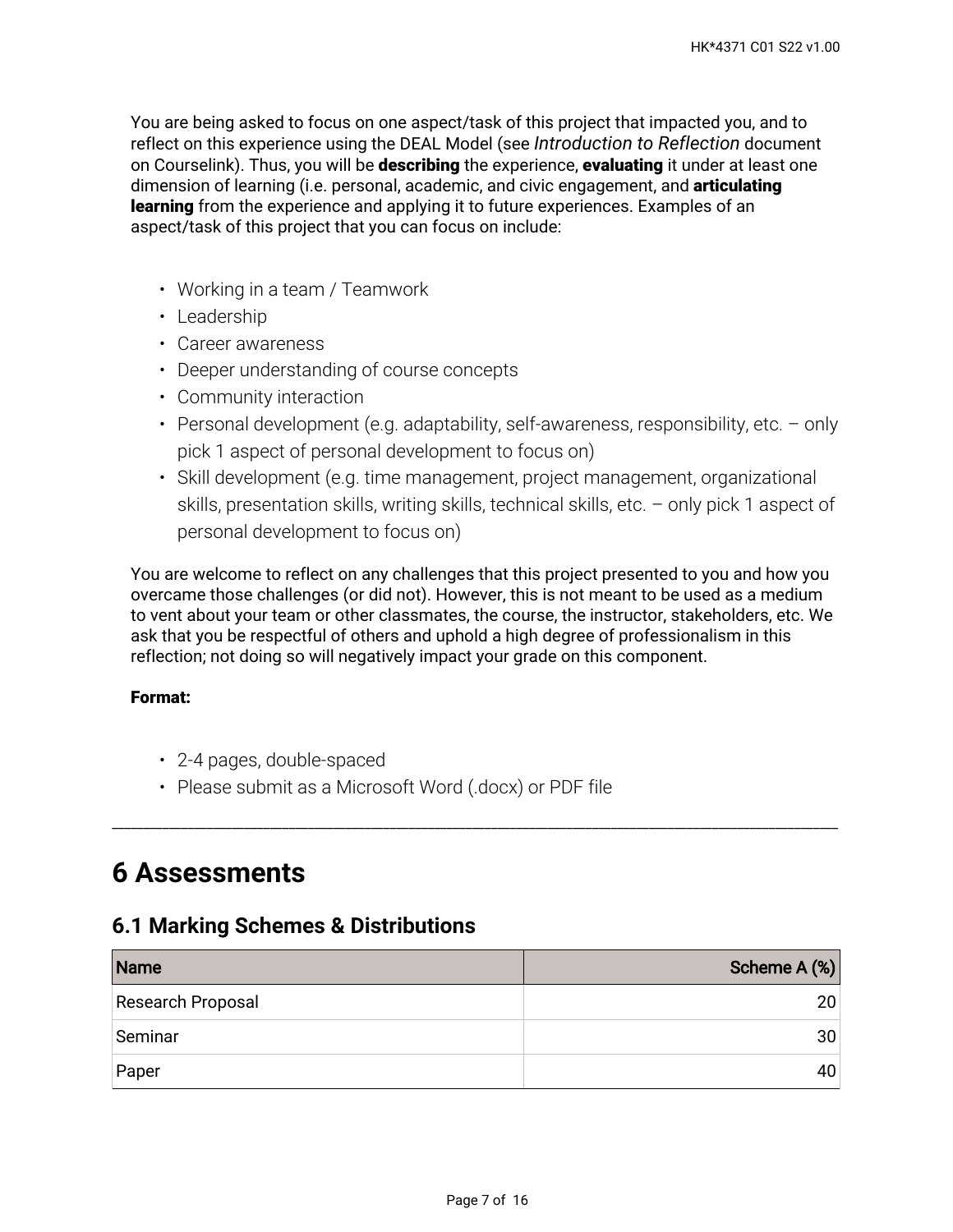You are being asked to focus on one aspect/task of this project that impacted you, and to reflect on this experience using the DEAL Model (see *Introduction to Reflection* document on Courselink). Thus, you will be **describing** the experience, **evaluating** it under at least one dimension of learning (i.e. personal, academic, and civic engagement, and **articulating learning** from the experience and applying it to future experiences. Examples of an aspect/task of this project that you can focus on include:

- Working in a team / Teamwork
- Leadership
- Career awareness
- Deeper understanding of course concepts
- Community interaction
- Personal development (e.g. adaptability, self-awareness, responsibility, etc. – only pick 1 aspect of personal development to focus on)
- Skill development (e.g. time management, project management, organizational skills, presentation skills, writing skills, technical skills, etc. – only pick 1 aspect of personal development to focus on)

You are welcome to reflect on any challenges that this project presented to you and how you overcame those challenges (or did not). However, this is not meant to be used as a medium to vent about your team or other classmates, the course, the instructor, stakeholders, etc. We ask that you be respectful of others and uphold a high degree of professionalism in this reflection; not doing so will negatively impact your grade on this component.

**Format:**

- 2-4 pages, double-spaced
- Please submit as a Microsoft Word (.docx) or PDF file

---

# 6 Assessments

## 6.1 Marking Schemes & Distributions

| Name | Scheme A (%) |
| --- | ---: |
| Research Proposal | 20 |
| Seminar | 30 |
| Paper | 40 |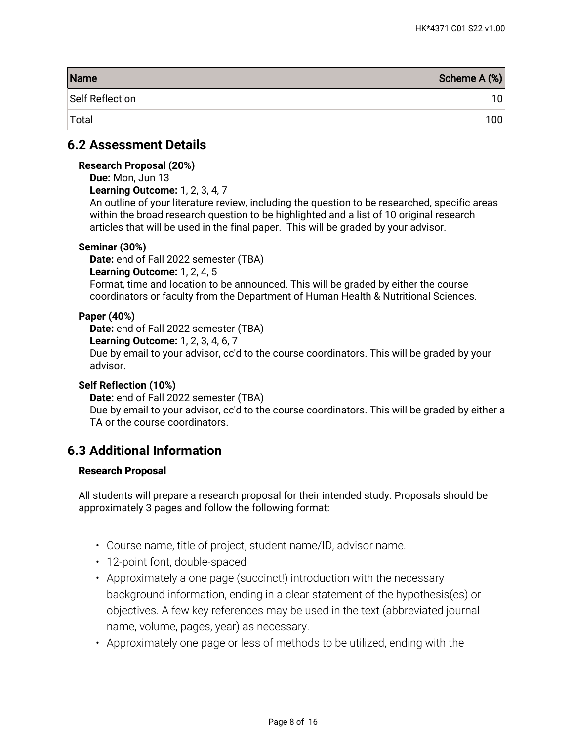| Name | Scheme A (%) |
| --- | --- |
| Self Reflection | 10 |
| Total | 100 |

## 6.2 Assessment Details

**Research Proposal (20%)**
**Due:** Mon, Jun 13
**Learning Outcome:** 1, 2, 3, 4, 7
An outline of your literature review, including the question to be researched, specific areas within the broad research question to be highlighted and a list of 10 original research articles that will be used in the final paper. This will be graded by your advisor.

**Seminar (30%)**
**Date:** end of Fall 2022 semester (TBA)
**Learning Outcome:** 1, 2, 4, 5
Format, time and location to be announced. This will be graded by either the course coordinators or faculty from the Department of Human Health & Nutritional Sciences.

**Paper (40%)**
**Date:** end of Fall 2022 semester (TBA)
**Learning Outcome:** 1, 2, 3, 4, 6, 7
Due by email to your advisor, cc'd to the course coordinators. This will be graded by your advisor.

**Self Reflection (10%)**
**Date:** end of Fall 2022 semester (TBA)
Due by email to your advisor, cc'd to the course coordinators. This will be graded by either a TA or the course coordinators.

## 6.3 Additional Information

**Research Proposal**

All students will prepare a research proposal for their intended study. Proposals should be approximately 3 pages and follow the following format:

- Course name, title of project, student name/ID, advisor name.
- 12-point font, double-spaced
- Approximately a one page (succinct!) introduction with the necessary background information, ending in a clear statement of the hypothesis(es) or objectives. A few key references may be used in the text (abbreviated journal name, volume, pages, year) as necessary.
- Approximately one page or less of methods to be utilized, ending with the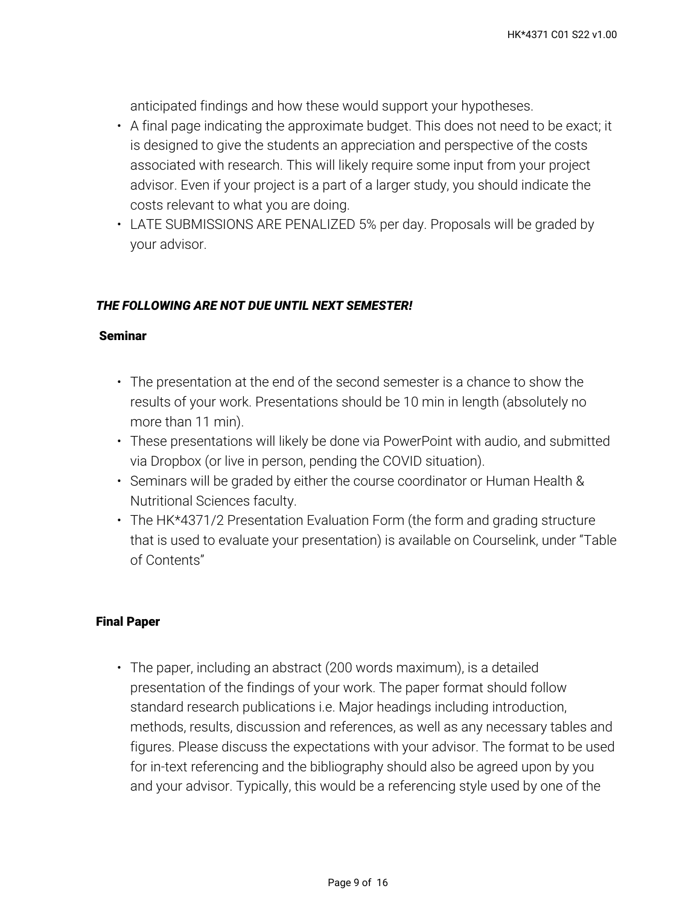anticipated findings and how these would support your hypotheses.

- A final page indicating the approximate budget. This does not need to be exact; it is designed to give the students an appreciation and perspective of the costs associated with research. This will likely require some input from your project advisor. Even if your project is a part of a larger study, you should indicate the costs relevant to what you are doing.
- LATE SUBMISSIONS ARE PENALIZED 5% per day. Proposals will be graded by your advisor.

***THE FOLLOWING ARE NOT DUE UNTIL NEXT SEMESTER!***

**Seminar**

- The presentation at the end of the second semester is a chance to show the results of your work. Presentations should be 10 min in length (absolutely no more than 11 min).
- These presentations will likely be done via PowerPoint with audio, and submitted via Dropbox (or live in person, pending the COVID situation).
- Seminars will be graded by either the course coordinator or Human Health & Nutritional Sciences faculty.
- The HK*4371/2 Presentation Evaluation Form (the form and grading structure that is used to evaluate your presentation) is available on Courselink, under "Table of Contents"

**Final Paper**

- The paper, including an abstract (200 words maximum), is a detailed presentation of the findings of your work. The paper format should follow standard research publications i.e. Major headings including introduction, methods, results, discussion and references, as well as any necessary tables and figures. Please discuss the expectations with your advisor. The format to be used for in-text referencing and the bibliography should also be agreed upon by you and your advisor. Typically, this would be a referencing style used by one of the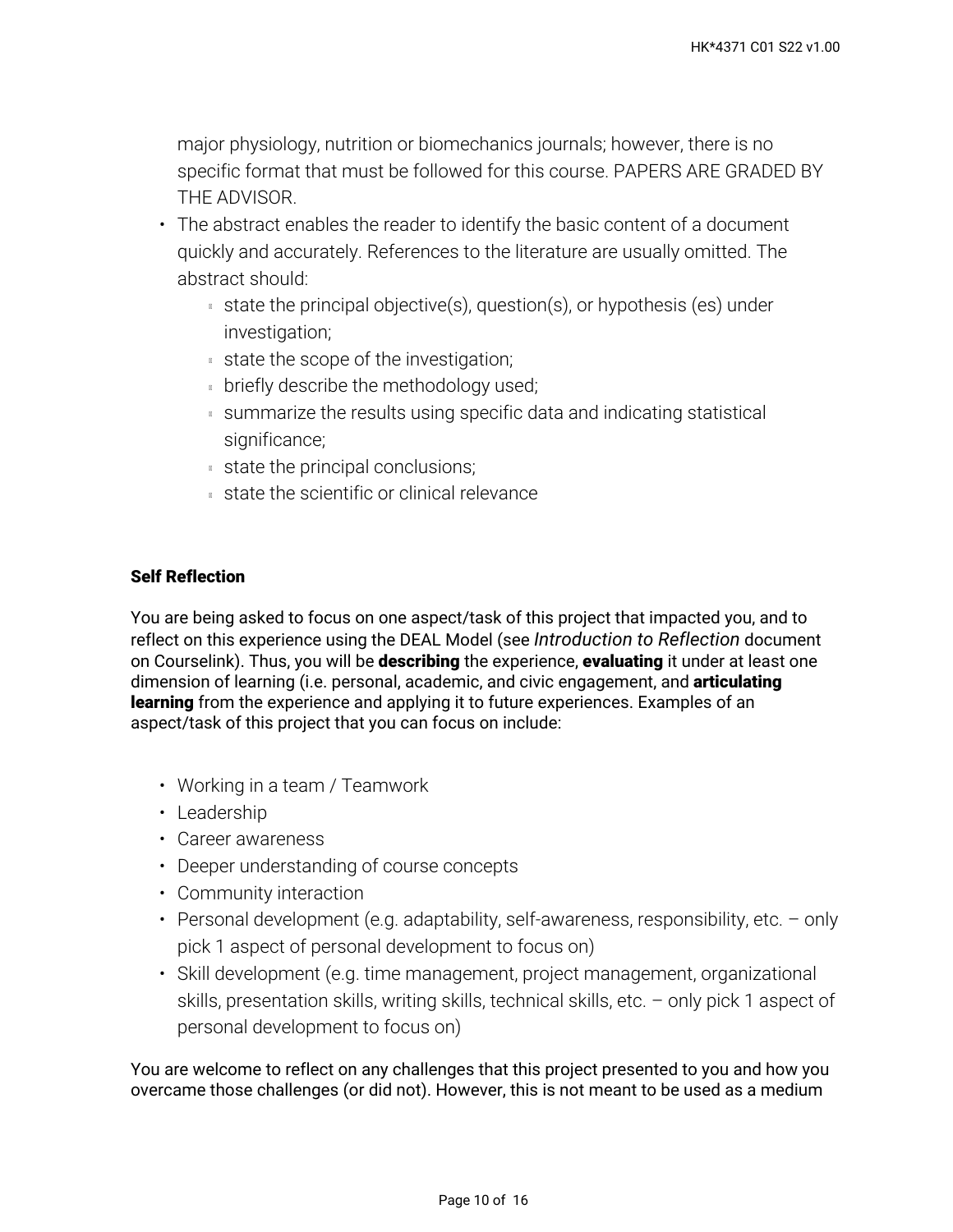major physiology, nutrition or biomechanics journals; however, there is no specific format that must be followed for this course. PAPERS ARE GRADED BY THE ADVISOR.

- The abstract enables the reader to identify the basic content of a document quickly and accurately. References to the literature are usually omitted. The abstract should:
  - state the principal objective(s), question(s), or hypothesis (es) under investigation;
  - state the scope of the investigation;
  - briefly describe the methodology used;
  - summarize the results using specific data and indicating statistical significance;
  - state the principal conclusions;
  - state the scientific or clinical relevance

**Self Reflection**

You are being asked to focus on one aspect/task of this project that impacted you, and to reflect on this experience using the DEAL Model (see *Introduction to Reflection* document on Courselink). Thus, you will be **describing** the experience, **evaluating** it under at least one dimension of learning (i.e. personal, academic, and civic engagement, and **articulating learning** from the experience and applying it to future experiences. Examples of an aspect/task of this project that you can focus on include:

- Working in a team / Teamwork
- Leadership
- Career awareness
- Deeper understanding of course concepts
- Community interaction
- Personal development (e.g. adaptability, self-awareness, responsibility, etc. – only pick 1 aspect of personal development to focus on)
- Skill development (e.g. time management, project management, organizational skills, presentation skills, writing skills, technical skills, etc. – only pick 1 aspect of personal development to focus on)

You are welcome to reflect on any challenges that this project presented to you and how you overcame those challenges (or did not). However, this is not meant to be used as a medium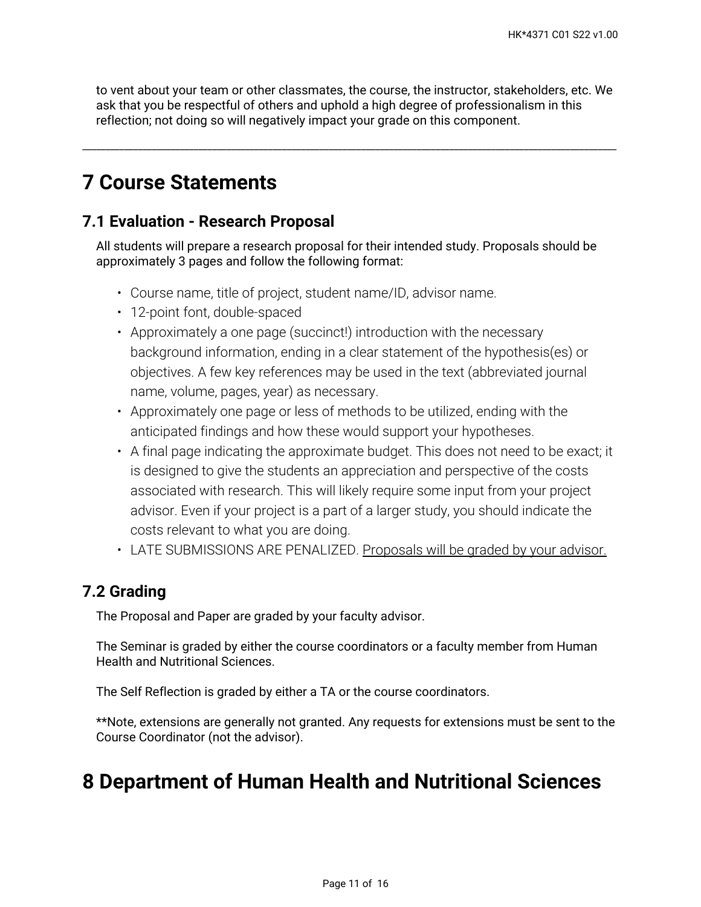to vent about your team or other classmates, the course, the instructor, stakeholders, etc. We ask that you be respectful of others and uphold a high degree of professionalism in this reflection; not doing so will negatively impact your grade on this component.

---

# 7 Course Statements

## 7.1 Evaluation - Research Proposal

All students will prepare a research proposal for their intended study. Proposals should be approximately 3 pages and follow the following format:

- Course name, title of project, student name/ID, advisor name.
- 12-point font, double-spaced
- Approximately a one page (succinct!) introduction with the necessary background information, ending in a clear statement of the hypothesis(es) or objectives. A few key references may be used in the text (abbreviated journal name, volume, pages, year) as necessary.
- Approximately one page or less of methods to be utilized, ending with the anticipated findings and how these would support your hypotheses.
- A final page indicating the approximate budget. This does not need to be exact; it is designed to give the students an appreciation and perspective of the costs associated with research. This will likely require some input from your project advisor. Even if your project is a part of a larger study, you should indicate the costs relevant to what you are doing.
- LATE SUBMISSIONS ARE PENALIZED. Proposals will be graded by your advisor.

## 7.2 Grading

The Proposal and Paper are graded by your faculty advisor.

The Seminar is graded by either the course coordinators or a faculty member from Human Health and Nutritional Sciences.

The Self Reflection is graded by either a TA or the course coordinators.

**Note, extensions are generally not granted. Any requests for extensions must be sent to the Course Coordinator (not the advisor).

# 8 Department of Human Health and Nutritional Sciences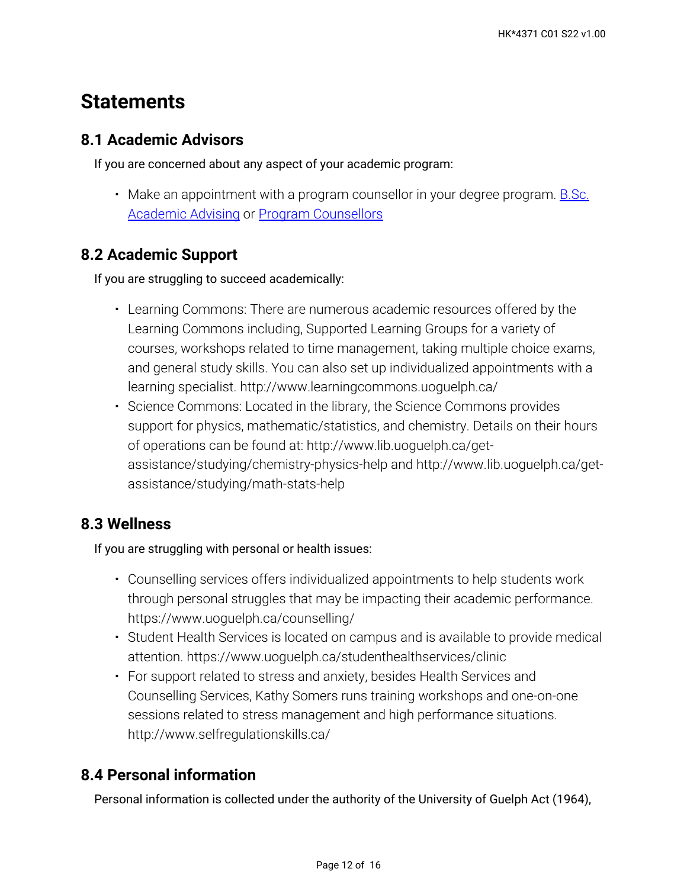# Statements

## 8.1 Academic Advisors

If you are concerned about any aspect of your academic program:

- Make an appointment with a program counsellor in your degree program. B.Sc. Academic Advising or Program Counsellors

## 8.2 Academic Support

If you are struggling to succeed academically:

- Learning Commons: There are numerous academic resources offered by the Learning Commons including, Supported Learning Groups for a variety of courses, workshops related to time management, taking multiple choice exams, and general study skills. You can also set up individualized appointments with a learning specialist. http://www.learningcommons.uoguelph.ca/
- Science Commons: Located in the library, the Science Commons provides support for physics, mathematic/statistics, and chemistry. Details on their hours of operations can be found at: http://www.lib.uoguelph.ca/get-assistance/studying/chemistry-physics-help and http://www.lib.uoguelph.ca/get-assistance/studying/math-stats-help

## 8.3 Wellness

If you are struggling with personal or health issues:

- Counselling services offers individualized appointments to help students work through personal struggles that may be impacting their academic performance. https://www.uoguelph.ca/counselling/
- Student Health Services is located on campus and is available to provide medical attention. https://www.uoguelph.ca/studenthealthservices/clinic
- For support related to stress and anxiety, besides Health Services and Counselling Services, Kathy Somers runs training workshops and one-on-one sessions related to stress management and high performance situations. http://www.selfregulationskills.ca/

## 8.4 Personal information

Personal information is collected under the authority of the University of Guelph Act (1964),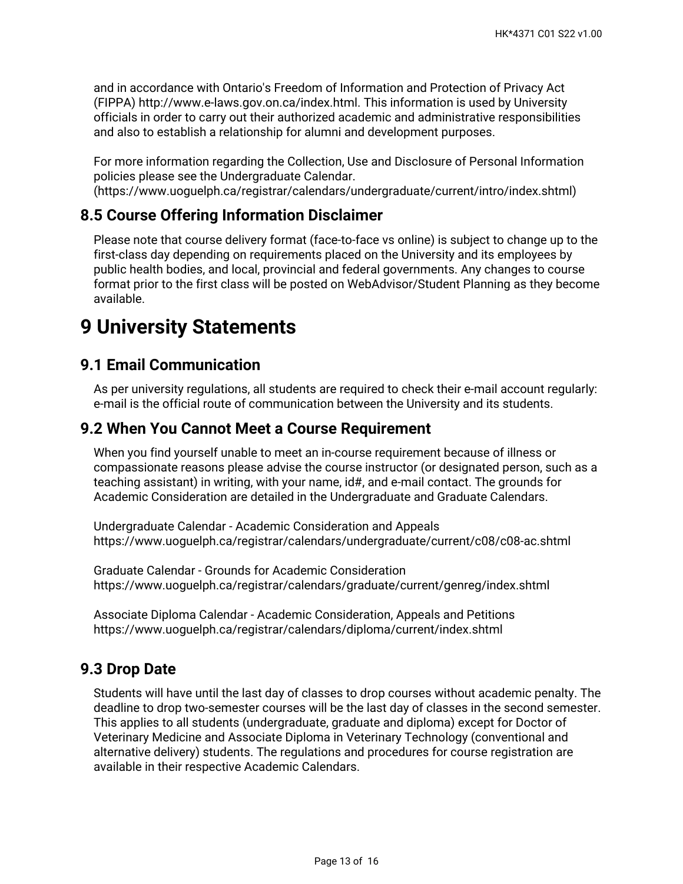and in accordance with Ontario's Freedom of Information and Protection of Privacy Act (FIPPA) http://www.e-laws.gov.on.ca/index.html. This information is used by University officials in order to carry out their authorized academic and administrative responsibilities and also to establish a relationship for alumni and development purposes.

For more information regarding the Collection, Use and Disclosure of Personal Information policies please see the Undergraduate Calendar. (https://www.uoguelph.ca/registrar/calendars/undergraduate/current/intro/index.shtml)

## 8.5 Course Offering Information Disclaimer

Please note that course delivery format (face-to-face vs online) is subject to change up to the first-class day depending on requirements placed on the University and its employees by public health bodies, and local, provincial and federal governments. Any changes to course format prior to the first class will be posted on WebAdvisor/Student Planning as they become available.

# 9 University Statements

## 9.1 Email Communication

As per university regulations, all students are required to check their e-mail account regularly: e-mail is the official route of communication between the University and its students.

## 9.2 When You Cannot Meet a Course Requirement

When you find yourself unable to meet an in-course requirement because of illness or compassionate reasons please advise the course instructor (or designated person, such as a teaching assistant) in writing, with your name, id#, and e-mail contact. The grounds for Academic Consideration are detailed in the Undergraduate and Graduate Calendars.

Undergraduate Calendar - Academic Consideration and Appeals
https://www.uoguelph.ca/registrar/calendars/undergraduate/current/c08/c08-ac.shtml

Graduate Calendar - Grounds for Academic Consideration
https://www.uoguelph.ca/registrar/calendars/graduate/current/genreg/index.shtml

Associate Diploma Calendar - Academic Consideration, Appeals and Petitions
https://www.uoguelph.ca/registrar/calendars/diploma/current/index.shtml

## 9.3 Drop Date

Students will have until the last day of classes to drop courses without academic penalty. The deadline to drop two-semester courses will be the last day of classes in the second semester. This applies to all students (undergraduate, graduate and diploma) except for Doctor of Veterinary Medicine and Associate Diploma in Veterinary Technology (conventional and alternative delivery) students. The regulations and procedures for course registration are available in their respective Academic Calendars.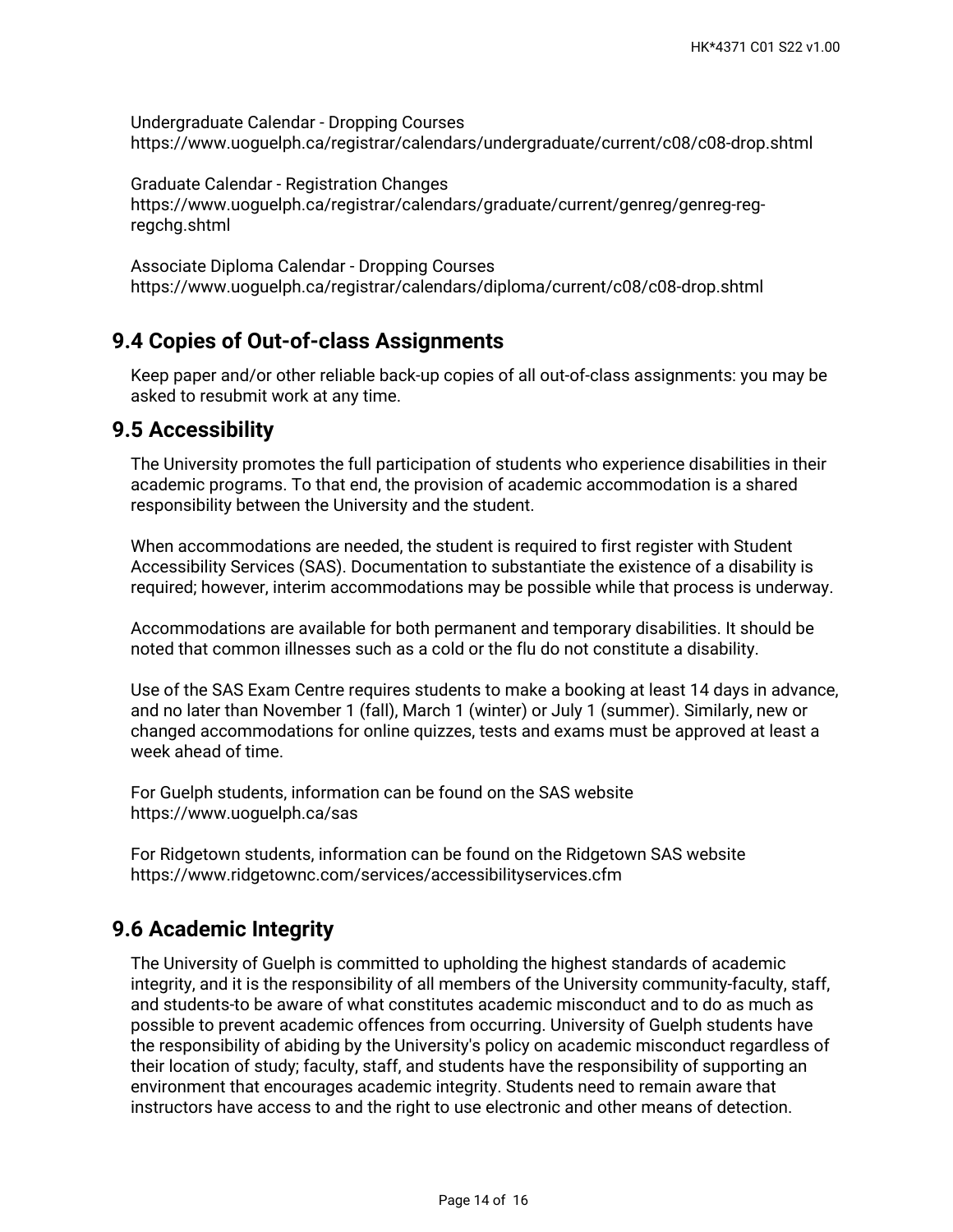Undergraduate Calendar - Dropping Courses
https://www.uoguelph.ca/registrar/calendars/undergraduate/current/c08/c08-drop.shtml

Graduate Calendar - Registration Changes
https://www.uoguelph.ca/registrar/calendars/graduate/current/genreg/genreg-reg-regchg.shtml

Associate Diploma Calendar - Dropping Courses
https://www.uoguelph.ca/registrar/calendars/diploma/current/c08/c08-drop.shtml

## 9.4 Copies of Out-of-class Assignments

Keep paper and/or other reliable back-up copies of all out-of-class assignments: you may be asked to resubmit work at any time.

## 9.5 Accessibility

The University promotes the full participation of students who experience disabilities in their academic programs. To that end, the provision of academic accommodation is a shared responsibility between the University and the student.

When accommodations are needed, the student is required to first register with Student Accessibility Services (SAS). Documentation to substantiate the existence of a disability is required; however, interim accommodations may be possible while that process is underway.

Accommodations are available for both permanent and temporary disabilities. It should be noted that common illnesses such as a cold or the flu do not constitute a disability.

Use of the SAS Exam Centre requires students to make a booking at least 14 days in advance, and no later than November 1 (fall), March 1 (winter) or July 1 (summer). Similarly, new or changed accommodations for online quizzes, tests and exams must be approved at least a week ahead of time.

For Guelph students, information can be found on the SAS website
https://www.uoguelph.ca/sas

For Ridgetown students, information can be found on the Ridgetown SAS website
https://www.ridgetownc.com/services/accessibilityservices.cfm

## 9.6 Academic Integrity

The University of Guelph is committed to upholding the highest standards of academic integrity, and it is the responsibility of all members of the University community-faculty, staff, and students-to be aware of what constitutes academic misconduct and to do as much as possible to prevent academic offences from occurring. University of Guelph students have the responsibility of abiding by the University's policy on academic misconduct regardless of their location of study; faculty, staff, and students have the responsibility of supporting an environment that encourages academic integrity. Students need to remain aware that instructors have access to and the right to use electronic and other means of detection.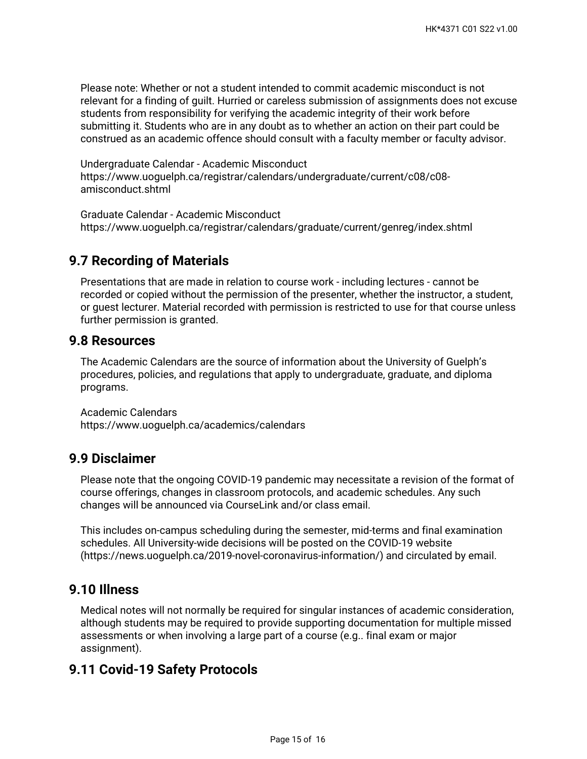Please note: Whether or not a student intended to commit academic misconduct is not relevant for a finding of guilt. Hurried or careless submission of assignments does not excuse students from responsibility for verifying the academic integrity of their work before submitting it. Students who are in any doubt as to whether an action on their part could be construed as an academic offence should consult with a faculty member or faculty advisor.

Undergraduate Calendar - Academic Misconduct
https://www.uoguelph.ca/registrar/calendars/undergraduate/current/c08/c08-amisconduct.shtml

Graduate Calendar - Academic Misconduct
https://www.uoguelph.ca/registrar/calendars/graduate/current/genreg/index.shtml

## 9.7 Recording of Materials

Presentations that are made in relation to course work - including lectures - cannot be recorded or copied without the permission of the presenter, whether the instructor, a student, or guest lecturer. Material recorded with permission is restricted to use for that course unless further permission is granted.

## 9.8 Resources

The Academic Calendars are the source of information about the University of Guelph's procedures, policies, and regulations that apply to undergraduate, graduate, and diploma programs.

Academic Calendars
https://www.uoguelph.ca/academics/calendars

## 9.9 Disclaimer

Please note that the ongoing COVID-19 pandemic may necessitate a revision of the format of course offerings, changes in classroom protocols, and academic schedules. Any such changes will be announced via CourseLink and/or class email.

This includes on-campus scheduling during the semester, mid-terms and final examination schedules. All University-wide decisions will be posted on the COVID-19 website (https://news.uoguelph.ca/2019-novel-coronavirus-information/) and circulated by email.

## 9.10 Illness

Medical notes will not normally be required for singular instances of academic consideration, although students may be required to provide supporting documentation for multiple missed assessments or when involving a large part of a course (e.g.. final exam or major assignment).

## 9.11 Covid-19 Safety Protocols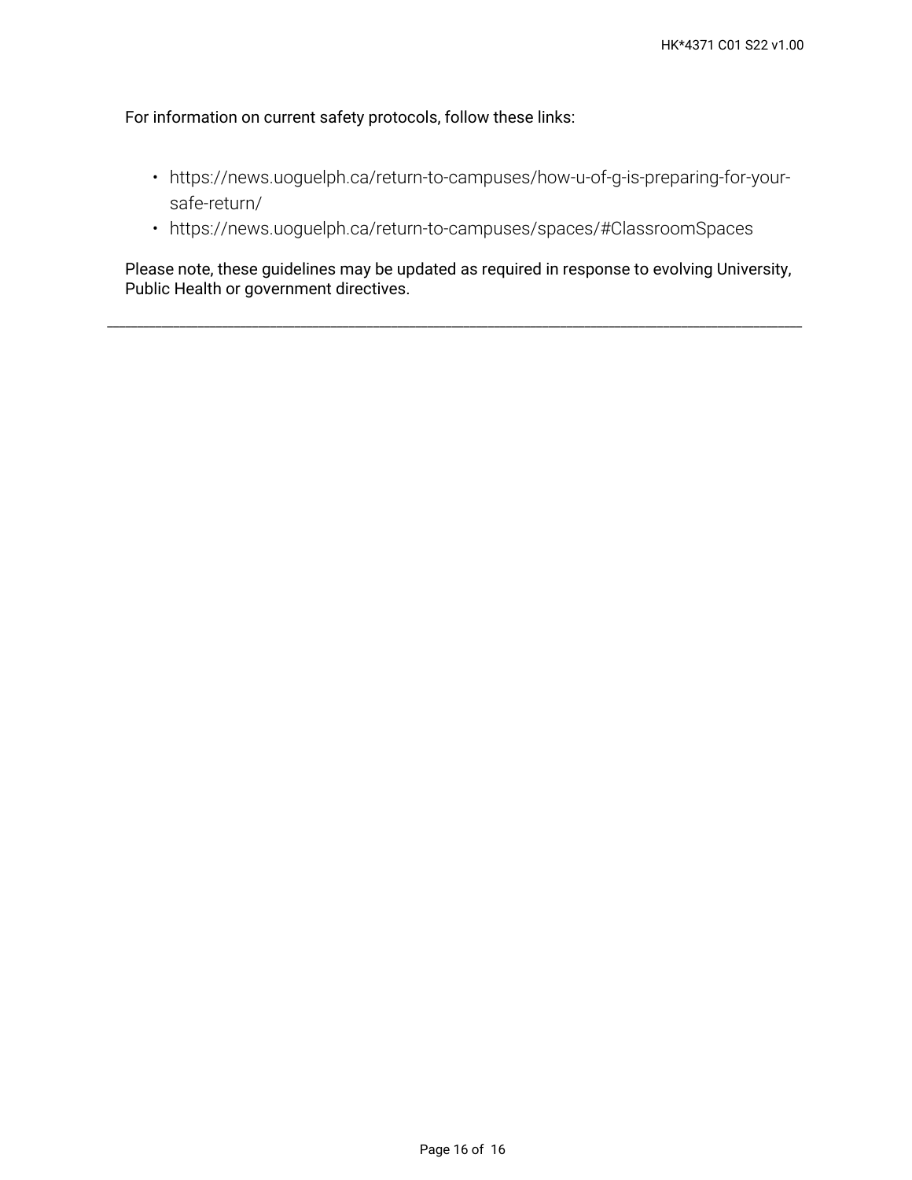For information on current safety protocols, follow these links:

- https://news.uoguelph.ca/return-to-campuses/how-u-of-g-is-preparing-for-your-safe-return/
- https://news.uoguelph.ca/return-to-campuses/spaces/#ClassroomSpaces

Please note, these guidelines may be updated as required in response to evolving University, Public Health or government directives.

---